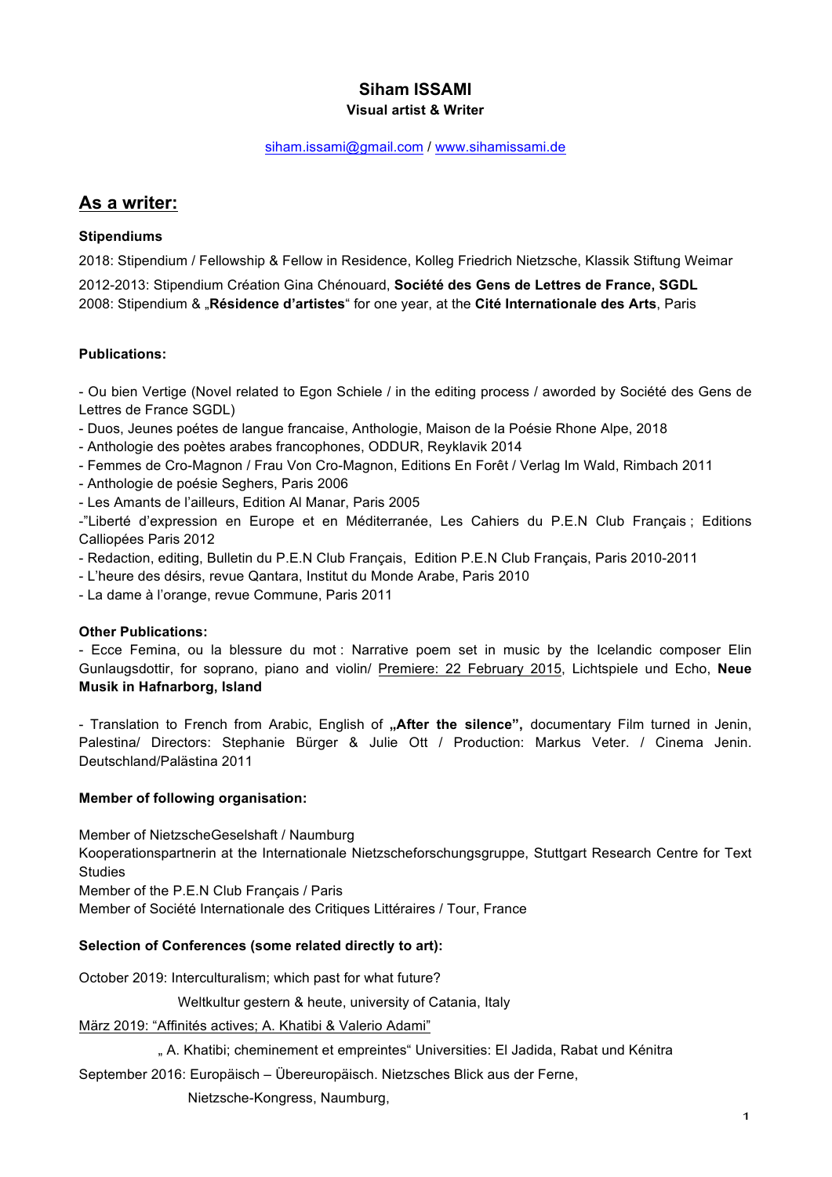# Siham ISSAMI

**Visual artist & Writer**

siham.issami@gmail.com / www.sihamissami.de

## As a writer:

### Stipendiums

2018: Stipendium / Fellowship & Fellow in Residence, Kolleg Friedrich Nietzsche, Klassik Stiftung Weimar

2012-2013: Stipendium Création Gina Chénouard, **Société des Gens de Lettres de France, SGDL**
2008: Stipendium & „**Résidence d'artistes**" for one year, at the **Cité Internationale des Arts**, Paris

### Publications:

- Ou bien Vertige (Novel related to Egon Schiele / in the editing process / aworded by Société des Gens de Lettres de France SGDL)
- Duos, Jeunes poétes de langue francaise, Anthologie, Maison de la Poésie Rhone Alpe, 2018
- Anthologie des poètes arabes francophones, ODDUR, Reyklavik 2014
- Femmes de Cro-Magnon / Frau Von Cro-Magnon, Editions En Forêt / Verlag Im Wald, Rimbach 2011
- Anthologie de poésie Seghers, Paris 2006
- Les Amants de l'ailleurs, Edition Al Manar, Paris 2005
-"Liberté d'expression en Europe et en Méditerranée, Les Cahiers du P.E.N Club Français ; Editions Calliopées Paris 2012
- Redaction, editing, Bulletin du P.E.N Club Français, Edition P.E.N Club Français, Paris 2010-2011
- L'heure des désirs, revue Qantara, Institut du Monde Arabe, Paris 2010
- La dame à l'orange, revue Commune, Paris 2011

### Other Publications:

- Ecce Femina, ou la blessure du mot : Narrative poem set in music by the Icelandic composer Elin Gunlaugsdottir, for soprano, piano and violin/ Premiere: 22 February 2015, Lichtspiele und Echo, **Neue Musik in Hafnarborg, Island**

- Translation to French from Arabic, English of **„After the silence",** documentary Film turned in Jenin, Palestina/ Directors: Stephanie Bürger & Julie Ott / Production: Markus Veter. / Cinema Jenin. Deutschland/Palästina 2011

### Member of following organisation:

Member of NietzscheGeselshaft / Naumburg
Kooperationspartnerin at the Internationale Nietzscheforschungsgruppe, Stuttgart Research Centre for Text Studies
Member of the P.E.N Club Français / Paris
Member of Société Internationale des Critiques Littéraires / Tour, France

### Selection of Conferences (some related directly to art):

October 2019: Interculturalism; which past for what future?

Weltkultur gestern & heute, university of Catania, Italy

März 2019: "Affinités actives; A. Khatibi & Valerio Adami"

„ A. Khatibi; cheminement et empreintes" Universities: El Jadida, Rabat und Kénitra

September 2016: Europäisch – Übereuropäisch. Nietzsches Blick aus der Ferne,

Nietzsche-Kongress, Naumburg,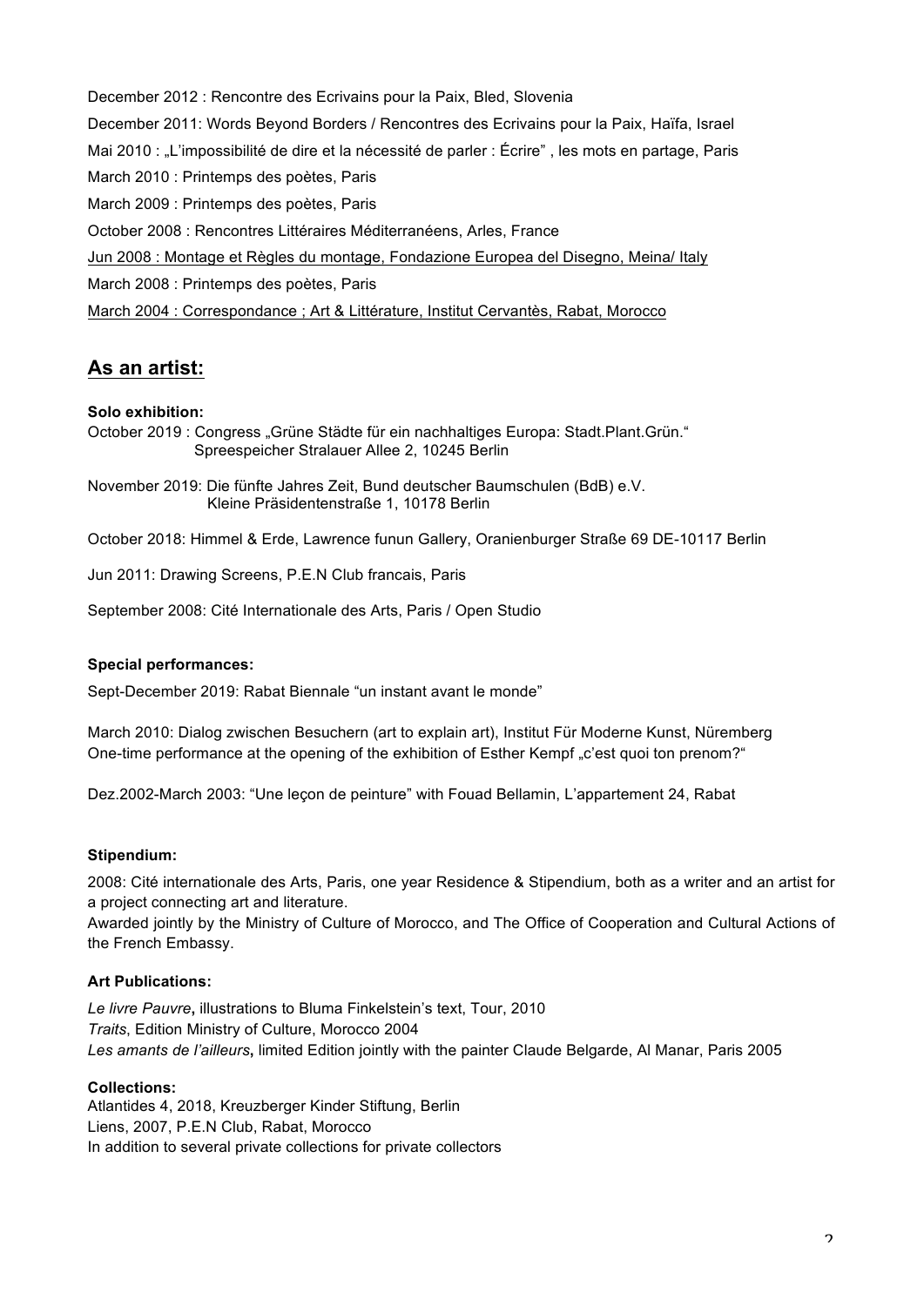December 2012 : Rencontre des Ecrivains pour la Paix, Bled, Slovenia

December 2011: Words Beyond Borders / Rencontres des Ecrivains pour la Paix, Haïfa, Israel

Mai 2010 : „L'impossibilité de dire et la nécessité de parler : Écrire" , les mots en partage, Paris

March 2010 : Printemps des poètes, Paris

March 2009 : Printemps des poètes, Paris

October 2008 : Rencontres Littéraires Méditerranéens, Arles, France

Jun 2008 : Montage et Règles du montage, Fondazione Europea del Disegno, Meina/ Italy

March 2008 : Printemps des poètes, Paris

March 2004 : Correspondance ; Art & Littérature, Institut Cervantès, Rabat, Morocco

## As an artist:

**Solo exhibition:**

October 2019 : Congress „Grüne Städte für ein nachhaltiges Europa: Stadt.Plant.Grün."
Spreespeicher Stralauer Allee 2, 10245 Berlin

November 2019: Die fünfte Jahres Zeit, Bund deutscher Baumschulen (BdB) e.V.
Kleine Präsidentenstraße 1, 10178 Berlin

October 2018: Himmel & Erde, Lawrence funun Gallery, Oranienburger Straße 69 DE-10117 Berlin

Jun 2011: Drawing Screens, P.E.N Club francais, Paris

September 2008: Cité Internationale des Arts, Paris / Open Studio

**Special performances:**

Sept-December 2019: Rabat Biennale "un instant avant le monde"

March 2010: Dialog zwischen Besuchern (art to explain art), Institut Für Moderne Kunst, Nüremberg
One-time performance at the opening of the exhibition of Esther Kempf „c'est quoi ton prenom?"

Dez.2002-March 2003: "Une leçon de peinture" with Fouad Bellamin, L'appartement 24, Rabat

**Stipendium:**

2008: Cité internationale des Arts, Paris, one year Residence & Stipendium, both as a writer and an artist for a project connecting art and literature.
Awarded jointly by the Ministry of Culture of Morocco, and The Office of Cooperation and Cultural Actions of the French Embassy.

**Art Publications:**

*Le livre Pauvre***,** illustrations to Bluma Finkelstein's text, Tour, 2010
*Traits*, Edition Ministry of Culture, Morocco 2004
*Les amants de l'ailleurs***,** limited Edition jointly with the painter Claude Belgarde, Al Manar, Paris 2005

**Collections:**

Atlantides 4, 2018, Kreuzberger Kinder Stiftung, Berlin
Liens, 2007, P.E.N Club, Rabat, Morocco
In addition to several private collections for private collectors